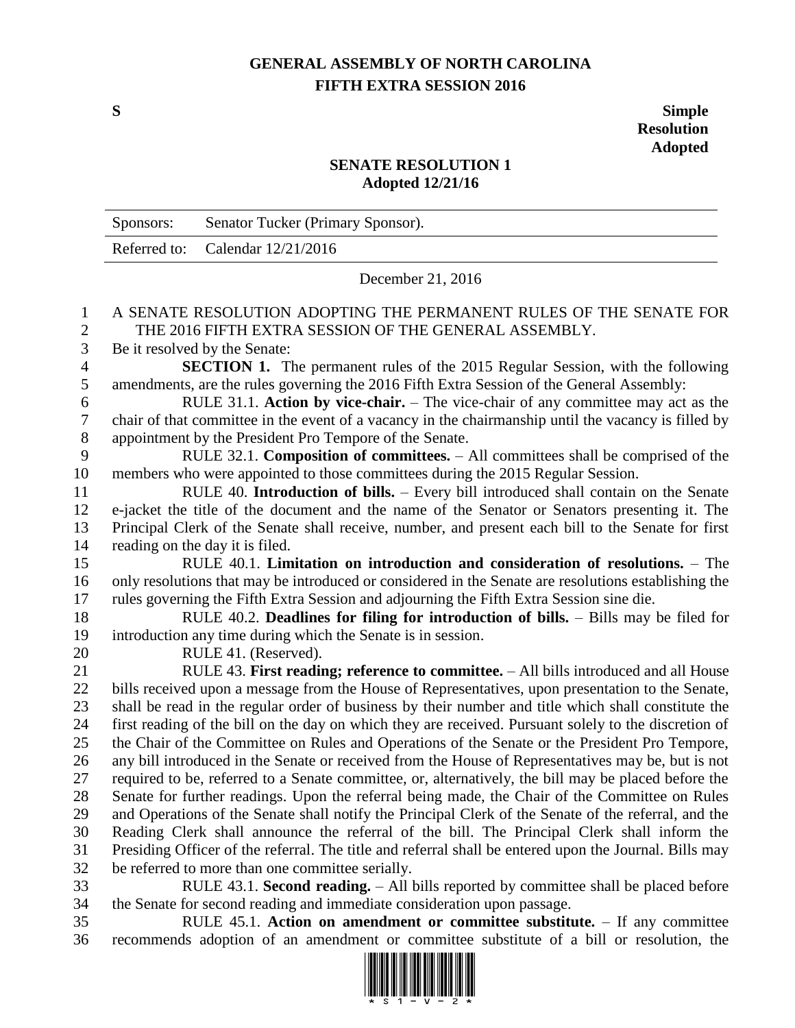# GENERAL ASSEMBLY OF NORTH CAROLINA
## FIFTH EXTRA SESSION 2016

**S** **Simple Resolution Adopted**

## SENATE RESOLUTION 1
**Adopted 12/21/16**

| | |
|---|---|
| Sponsors: | Senator Tucker (Primary Sponsor). |
| Referred to: | Calendar 12/21/2016 |

December 21, 2016

A SENATE RESOLUTION ADOPTING THE PERMANENT RULES OF THE SENATE FOR THE 2016 FIFTH EXTRA SESSION OF THE GENERAL ASSEMBLY.

Be it resolved by the Senate:

**SECTION 1.** The permanent rules of the 2015 Regular Session, with the following amendments, are the rules governing the 2016 Fifth Extra Session of the General Assembly:

RULE 31.1. **Action by vice-chair.** – The vice-chair of any committee may act as the chair of that committee in the event of a vacancy in the chairmanship until the vacancy is filled by appointment by the President Pro Tempore of the Senate.

RULE 32.1. **Composition of committees.** – All committees shall be comprised of the members who were appointed to those committees during the 2015 Regular Session.

RULE 40. **Introduction of bills.** – Every bill introduced shall contain on the Senate e-jacket the title of the document and the name of the Senator or Senators presenting it. The Principal Clerk of the Senate shall receive, number, and present each bill to the Senate for first reading on the day it is filed.

RULE 40.1. **Limitation on introduction and consideration of resolutions.** – The only resolutions that may be introduced or considered in the Senate are resolutions establishing the rules governing the Fifth Extra Session and adjourning the Fifth Extra Session sine die.

RULE 40.2. **Deadlines for filing for introduction of bills.** – Bills may be filed for introduction any time during which the Senate is in session.

RULE 41. (Reserved).

RULE 43. **First reading; reference to committee.** – All bills introduced and all House bills received upon a message from the House of Representatives, upon presentation to the Senate, shall be read in the regular order of business by their number and title which shall constitute the first reading of the bill on the day on which they are received. Pursuant solely to the discretion of the Chair of the Committee on Rules and Operations of the Senate or the President Pro Tempore, any bill introduced in the Senate or received from the House of Representatives may be, but is not required to be, referred to a Senate committee, or, alternatively, the bill may be placed before the Senate for further readings. Upon the referral being made, the Chair of the Committee on Rules and Operations of the Senate shall notify the Principal Clerk of the Senate of the referral, and the Reading Clerk shall announce the referral of the bill. The Principal Clerk shall inform the Presiding Officer of the referral. The title and referral shall be entered upon the Journal. Bills may be referred to more than one committee serially.

RULE 43.1. **Second reading.** – All bills reported by committee shall be placed before the Senate for second reading and immediate consideration upon passage.

RULE 45.1. **Action on amendment or committee substitute.** – If any committee recommends adoption of an amendment or committee substitute of a bill or resolution, the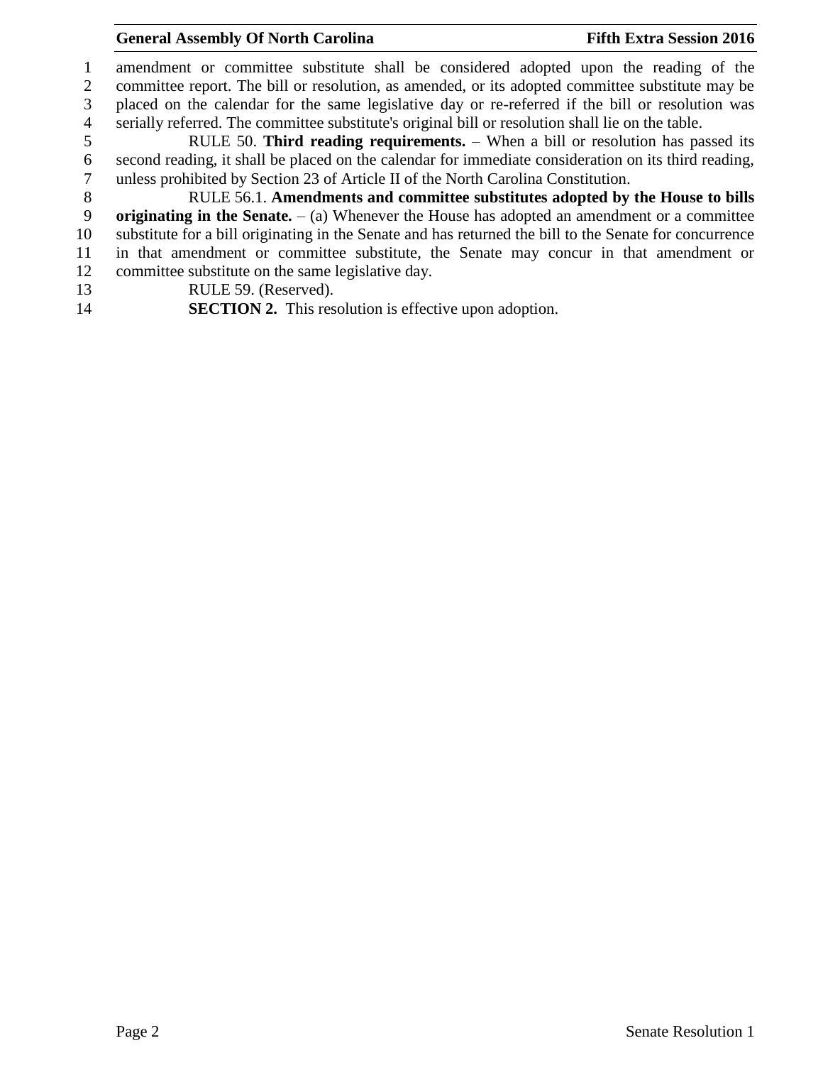amendment or committee substitute shall be considered adopted upon the reading of the committee report. The bill or resolution, as amended, or its adopted committee substitute may be placed on the calendar for the same legislative day or re-referred if the bill or resolution was serially referred. The committee substitute's original bill or resolution shall lie on the table.

RULE 50. **Third reading requirements.** – When a bill or resolution has passed its second reading, it shall be placed on the calendar for immediate consideration on its third reading, unless prohibited by Section 23 of Article II of the North Carolina Constitution.

RULE 56.1. **Amendments and committee substitutes adopted by the House to bills originating in the Senate.** – (a) Whenever the House has adopted an amendment or a committee substitute for a bill originating in the Senate and has returned the bill to the Senate for concurrence in that amendment or committee substitute, the Senate may concur in that amendment or committee substitute on the same legislative day.

RULE 59. (Reserved).

**SECTION 2.** This resolution is effective upon adoption.